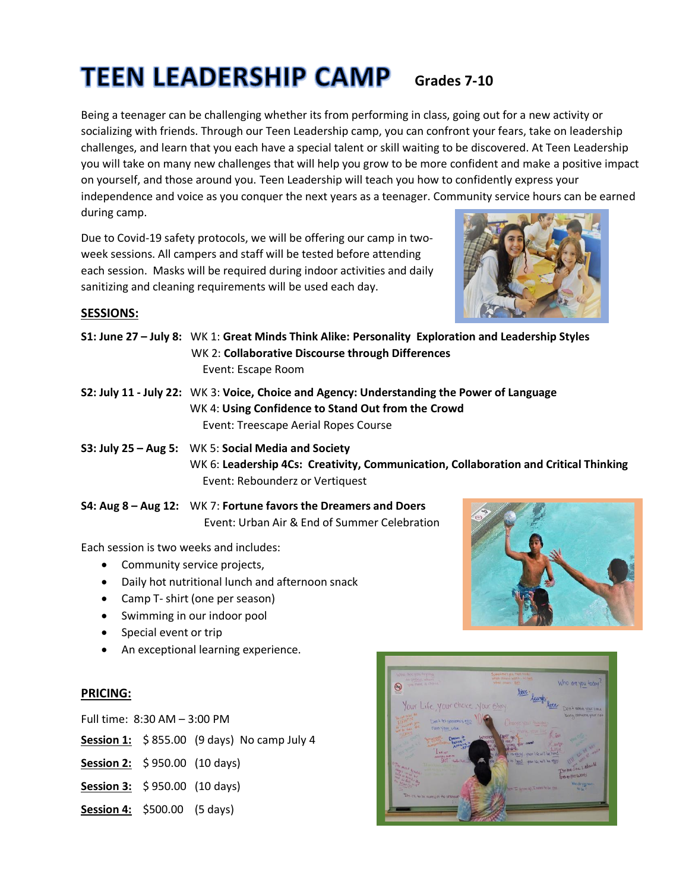# TEEN LEADERSHIP CAMP **Grades 7-10**

Being a teenager can be challenging whether its from performing in class, going out for a new activity or socializing with friends. Through our Teen Leadership camp, you can confront your fears, take on leadership challenges, and learn that you each have a special talent or skill waiting to be discovered. At Teen Leadership you will take on many new challenges that will help you grow to be more confident and make a positive impact on yourself, and those around you. Teen Leadership will teach you how to confidently express your independence and voice as you conquer the next years as a teenager. Community service hours can be earned during camp.

Due to Covid-19 safety protocols, we will be offering our camp in two-week sessions. All campers and staff will be tested before attending each session. Masks will be required during indoor activities and daily sanitizing and cleaning requirements will be used each day.

## SESSIONS:

**S1: June 27 – July 8:** WK 1: **Great Minds Think Alike: Personality Exploration and Leadership Styles**
WK 2: **Collaborative Discourse through Differences**
Event: Escape Room

**S2: July 11 - July 22:** WK 3: **Voice, Choice and Agency: Understanding the Power of Language**
WK 4: **Using Confidence to Stand Out from the Crowd**
Event: Treescape Aerial Ropes Course

**S3: July 25 – Aug 5:** WK 5: **Social Media and Society**
WK 6: **Leadership 4Cs: Creativity, Communication, Collaboration and Critical Thinking**
Event: Rebounderz or Vertiquest

**S4: Aug 8 – Aug 12:** WK 7: **Fortune favors the Dreamers and Doers**
Event: Urban Air & End of Summer Celebration

Each session is two weeks and includes:

- Community service projects,
- Daily hot nutritional lunch and afternoon snack
- Camp T- shirt (one per season)
- Swimming in our indoor pool
- Special event or trip
- An exceptional learning experience.

## PRICING:

Full time: 8:30 AM – 3:00 PM

**Session 1:** $ 855.00 (9 days) No camp July 4

**Session 2:** $ 950.00 (10 days)

**Session 3:** $ 950.00 (10 days)

**Session 4:** $500.00 (5 days)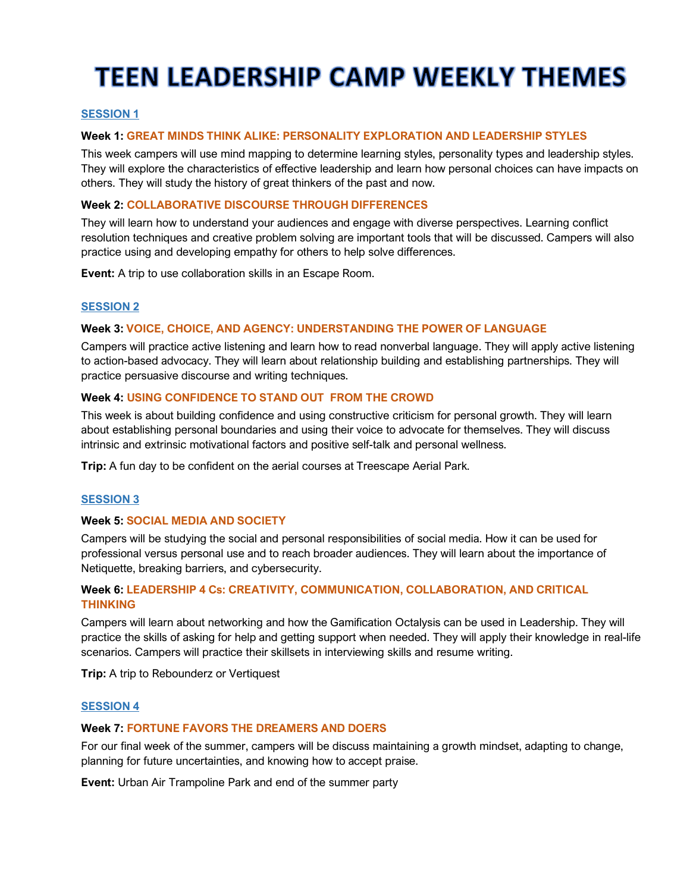# TEEN LEADERSHIP CAMP WEEKLY THEMES

## SESSION 1

**Week 1: GREAT MINDS THINK ALIKE: PERSONALITY EXPLORATION AND LEADERSHIP STYLES**

This week campers will use mind mapping to determine learning styles, personality types and leadership styles. They will explore the characteristics of effective leadership and learn how personal choices can have impacts on others. They will study the history of great thinkers of the past and now.

**Week 2: COLLABORATIVE DISCOURSE THROUGH DIFFERENCES**

They will learn how to understand your audiences and engage with diverse perspectives. Learning conflict resolution techniques and creative problem solving are important tools that will be discussed. Campers will also practice using and developing empathy for others to help solve differences.

**Event:** A trip to use collaboration skills in an Escape Room.

## SESSION 2

**Week 3: VOICE, CHOICE, AND AGENCY: UNDERSTANDING THE POWER OF LANGUAGE**

Campers will practice active listening and learn how to read nonverbal language. They will apply active listening to action-based advocacy. They will learn about relationship building and establishing partnerships. They will practice persuasive discourse and writing techniques.

**Week 4: USING CONFIDENCE TO STAND OUT FROM THE CROWD**

This week is about building confidence and using constructive criticism for personal growth. They will learn about establishing personal boundaries and using their voice to advocate for themselves. They will discuss intrinsic and extrinsic motivational factors and positive self-talk and personal wellness.

**Trip:** A fun day to be confident on the aerial courses at Treescape Aerial Park.

## SESSION 3

**Week 5: SOCIAL MEDIA AND SOCIETY**

Campers will be studying the social and personal responsibilities of social media. How it can be used for professional versus personal use and to reach broader audiences. They will learn about the importance of Netiquette, breaking barriers, and cybersecurity.

**Week 6: LEADERSHIP 4 Cs: CREATIVITY, COMMUNICATION, COLLABORATION, AND CRITICAL THINKING**

Campers will learn about networking and how the Gamification Octalysis can be used in Leadership. They will practice the skills of asking for help and getting support when needed. They will apply their knowledge in real-life scenarios. Campers will practice their skillsets in interviewing skills and resume writing.

**Trip:** A trip to Rebounderz or Vertiquest

## SESSION 4

**Week 7: FORTUNE FAVORS THE DREAMERS AND DOERS**

For our final week of the summer, campers will be discuss maintaining a growth mindset, adapting to change, planning for future uncertainties, and knowing how to accept praise.

**Event:** Urban Air Trampoline Park and end of the summer party